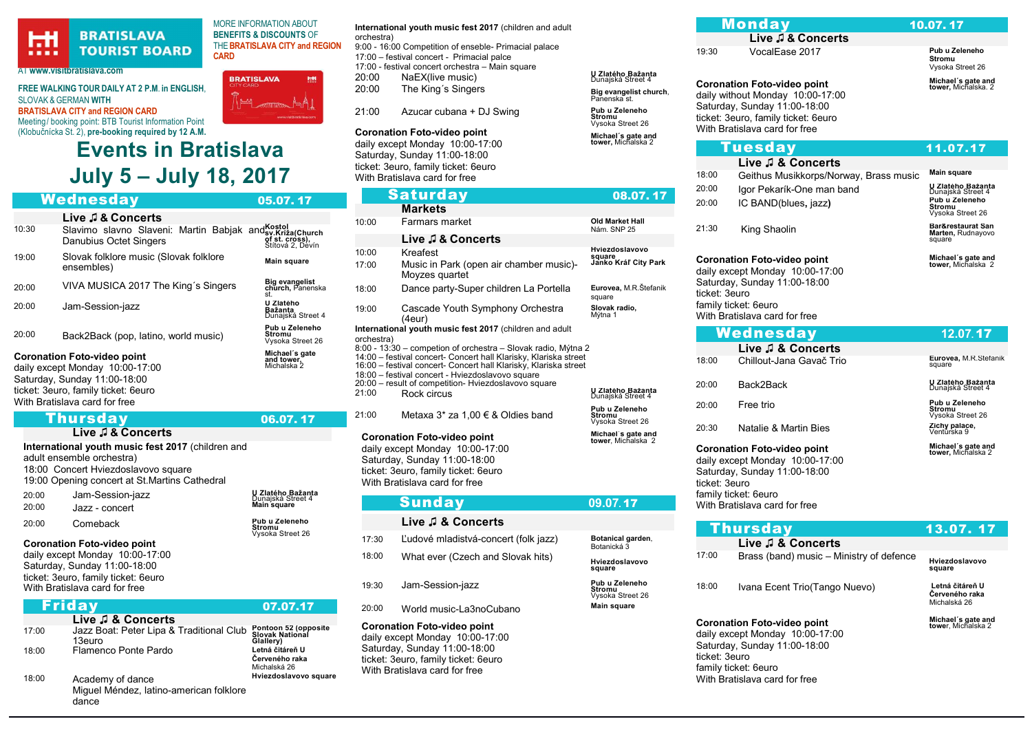BRATISLAVA TOURIST BOARD

MORE INFORMATION ABOUT **BENEFITS & DISCOUNTS** OF THE **BRATISLAVA CITY and REGION CARD** AT **www.visitbratislava.com**

**FREE WALKING TOUR DAILY AT 2 P.M. in ENGLISH,** SLOVAK & GERMAN **WITH BRATISLAVA CITY and REGION CARD**
Meeting/ booking point: BTB Tourist Information Point (Klobučnícka St. 2), **pre-booking required by 12 A.M.**

# Events in Bratislava
# July 5 – July 18, 2017

## Wednesday 05.07.17

### Live ♫ & Concerts

| Time | Event | Venue |
|---|---|---|
| 10:30 | Slavimo slavno Slaveni: Martin Babjak and Danubius Octet Singers | **Kostol sv.Kríža(Church of st. cross),** Štítová 2, Devín |
| 19:00 | Slovak folklore music (Slovak folklore ensembles) | **Main square** |
| 20:00 | VIVA MUSICA 2017 The King´s Singers | **Big evangelist church,** Panenska st. |
| 20:00 | Jam-Session-jazz | **U Zlatého Bažanta** Dunajská Street 4 |
| 20:00 | Back2Back (pop, latino, world music) | **Pub u Zeleneho Stromu** Vysoka Street 26 |

**Coronation Foto-video point** — **Michael´s gate and tower,** Michalska 2
daily except Monday 10:00-17:00
Saturday, Sunday 11:00-18:00
ticket: 3euro, family ticket: 6euro
With Bratislava card for free

## Thursday 06.07.17

### Live ♫ & Concerts

**International youth music fest 2017** (children and adult ensemble orchestra)
18:00 Concert Hviezdoslavovo square
19:00 Opening concert at St.Martins Cathedral

| Time | Event | Venue |
|---|---|---|
| 20:00 | Jam-Session-jazz | **U Zlatého Bažanta** Dunajská Street 4 |
| 20:00 | Jazz - concert | **Main square** |
| 20:00 | Comeback | **Pub u Zeleneho Stromu** Vysoka Street 26 |

**Coronation Foto-video point**
daily except Monday 10:00-17:00
Saturday, Sunday 11:00-18:00
ticket: 3euro, family ticket: 6euro
With Bratislava card for free

## Friday 07.07.17

### Live ♫ & Concerts

| Time | Event | Venue |
|---|---|---|
| 17:00 | Jazz Boat: Peter Lipa & Traditional Club 13euro | **Pontoon 52 (opposite Slovak National Gallery)** |
| 18:00 | Flamenco Ponte Pardo | **Letná čitáreň U Červeného raka** Michalská 26 |
| 18:00 | Academy of dance Miguel Méndez, latino-american folklore dance | **Hviezdoslavovo square** |

**International youth music fest 2017** (children and adult orchestra)
9:00 - 16:00 Competition of enseble- Primacial palace
17:00 – festival concert - Primacial palce
17:00 - festival concert orchestra – Main square

| Time | Event | Venue |
|---|---|---|
| 20:00 | NaEX(live music) | **U Zlatého Bažanta** Dunajská Street 4 |
| 20:00 | The King´s Singers | **Big evangelist church,** Panenska st. |
| 21:00 | Azucar cubana + DJ Swing | **Pub u Zeleneho Stromu** Vysoka Street 26 |

**Coronation Foto-video point** — **Michael´s gate and tower,** Michalska 2
daily except Monday 10:00-17:00
Saturday, Sunday 11:00-18:00
ticket: 3euro, family ticket: 6euro
With Bratislava card for free

## Saturday 08.07.17

### Markets

| Time | Event | Venue |
|---|---|---|
| 10:00 | Farmars market | **Old Market Hall** Nám. SNP 25 |

### Live ♫ & Concerts

| Time | Event | Venue |
|---|---|---|
| 10:00 | Kreafest | **Hviezdoslavovo square** |
| 17:00 | Music in Park (open air chamber music)- Moyzes quartet | **Janko Kráľ City Park** |
| 18:00 | Dance party-Super children La Portella | **Eurovea,** M.R.Štefanik square |
| 19:00 | Cascade Youth Symphony Orchestra (4eur) | **Slovak radio,** Mýtna 1 |

**International youth music fest 2017** (children and adult orchestra)
8:00 - 13:30 – competion of orchestra – Slovak radio, Mýtna 2
14:00 – festival concert- Concert hall Klarisky, Klariska street
16:00 – festival concert- Concert hall Klarisky, Klariska street
18:00 – festival concert - Hviezdoslavovo square
20:00 – result of competition- Hviezdoslavovo square

| Time | Event | Venue |
|---|---|---|
| 21:00 | Rock circus | **U Zlatého Bažanta** Dunajská Street 4 |
| 21:00 | Metaxa 3* za 1,00 € & Oldies band | **Pub u Zeleneho Stromu** Vysoka Street 26 |

**Coronation Foto-video point** — **Michael´s gate and tower,** Michalska 2
daily except Monday 10:00-17:00
Saturday, Sunday 11:00-18:00
ticket: 3euro, family ticket: 6euro
With Bratislava card for free

## Sunday 09.07.17

### Live ♫ & Concerts

| Time | Event | Venue |
|---|---|---|
| 17:30 | Ľudové mladistvá-concert (folk jazz) | **Botanical garden,** Botanická 3 |
| 18:00 | What ever (Czech and Slovak hits) | **Hviezdoslavovo square** |
| 19:30 | Jam-Session-jazz | **Pub u Zeleneho Stromu** Vysoka Street 26 |
| 20:00 | World music-La3noCubano | **Main square** |

**Coronation Foto-video point**
daily except Monday 10:00-17:00
Saturday, Sunday 11:00-18:00
ticket: 3euro, family ticket: 6euro
With Bratislava card for free

## Monday 10.07.17

### Live ♫ & Concerts

| Time | Event | Venue |
|---|---|---|
| 19:30 | VocalEase 2017 | **Pub u Zeleneho Stromu** Vysoka Street 26 |

**Coronation Foto-video point** — **Michael´s gate and tower,** Michalska. 2
daily without Monday 10:00-17:00
Saturday, Sunday 11:00-18:00
ticket: 3euro, family ticket: 6euro
With Bratislava card for free

## Tuesday 11.07.17

### Live ♫ & Concerts

| Time | Event | Venue |
|---|---|---|
| 18:00 | Geithus Musikkorps/Norway, Brass music | **Main square** |
| 20:00 | Igor Pekarík-One man band | **U Zlatého Bažanta** Dunajská Street 4 |
| 20:00 | IC BAND(blues, jazz) | **Pub u Zeleneho Stromu** Vysoka Street 26 |
| 21:30 | King Shaolin | **Bar&restaurat San Marten,** Rudnayovo square |

**Coronation Foto-video point** — **Michael´s gate and tower,** Michalska 2
daily except Monday 10:00-17:00
Saturday, Sunday 11:00-18:00
ticket: 3euro
family ticket: 6euro
With Bratislava card for free

## Wednesday 12.07.17

### Live ♫ & Concerts

| Time | Event | Venue |
|---|---|---|
| 18:00 | Chillout-Jana Gavač Trio | **Eurovea,** M.R.Stefanik square |
| 20:00 | Back2Back | **U Zlatého Bažanta** Dunajská Street 4 |
| 20:00 | Free trio | **Pub u Zeleneho Stromu** Vysoka Street 26 |
| 20:30 | Natalie & Martin Bies | **Zichy palace,** Ventúrska 9 |

**Coronation Foto-video point** — **Michael´s gate and tower,** Michalska 2
daily except Monday 10:00-17:00
Saturday, Sunday 11:00-18:00
ticket: 3euro
family ticket: 6euro
With Bratislava card for free

## Thursday 13.07.17

### Live ♫ & Concerts

| Time | Event | Venue |
|---|---|---|
| 17:00 | Brass (band) music – Ministry of defence | **Hviezdoslavovo square** |
| 18:00 | Ivana Ecent Trio(Tango Nuevo) | **Letná čitáreň U Červeného raka** Michalská 26 |

**Coronation Foto-video point** — **Michael´s gate and tower,** Michalska 2
daily except Monday 10:00-17:00
Saturday, Sunday 11:00-18:00
ticket: 3euro
family ticket: 6euro
With Bratislava card for free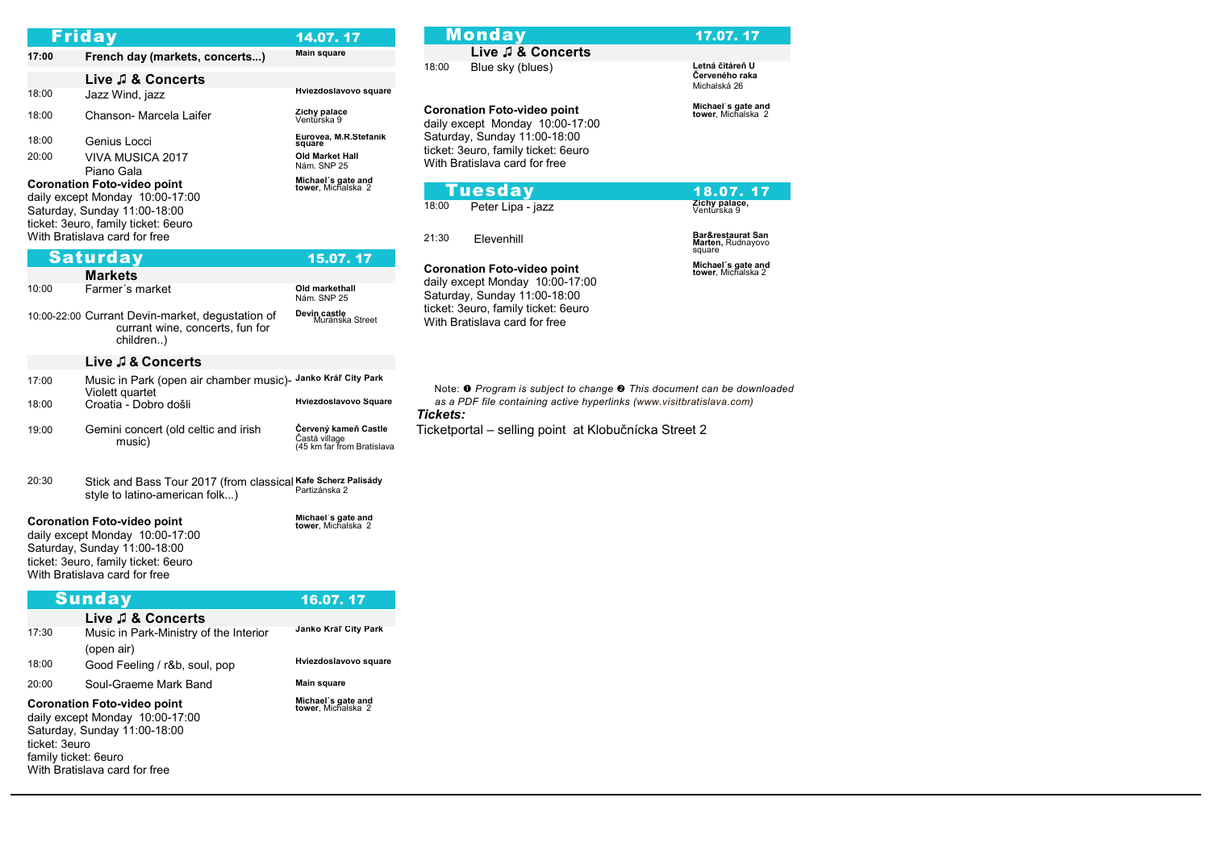## Friday 14.07. 17

| | | |
|---|---|---|
| **17:00** | **French day (markets, concerts...)** | **Main square** |

### Live ♫ & Concerts

| | | |
|---|---|---|
| 18:00 | Jazz Wind, jazz | **Hviezdoslavovo square** |
| 18:00 | Chanson- Marcela Laifer | **Zichy palace** Venturska 9 |
| 18:00 | Genius Locci | **Eurovea, M.R.Stefanik square** |
| 20:00 | VIVA MUSICA 2017 Piano Gala | **Old Market Hall** Nám. SNP 25 |

**Coronation Foto-video point** — **Michael´s gate and tower**, Michalska 2
daily except Monday 10:00-17:00
Saturday, Sunday 11:00-18:00
ticket: 3euro, family ticket: 6euro
With Bratislava card for free

## Saturday 15.07. 17

### Markets

| | | |
|---|---|---|
| 10:00 | Farmer´s market | **Old markethall** Nám. SNP 25 |
| 10:00-22:00 | Currant Devin-market, degustation of currant wine, concerts, fun for children..) | **Devin castle** Muránska Street |

### Live ♫ & Concerts

| | | |
|---|---|---|
| 17:00 | Music in Park (open air chamber music)- Violett quartet | **Janko Kráľ City Park** |
| 18:00 | Croatia - Dobro došli | **Hviezdoslavovo Square** |
| 19:00 | Gemini concert (old celtic and irish music) | **Červený kameň Castle** Častá village (45 km far from Bratislava |
| 20:30 | Stick and Bass Tour 2017 (from classical style to latino-american folk...) | **Kafe Scherz Palisády** Partizánska 2 |

**Coronation Foto-video point** — **Michael´s gate and tower**, Michalska 2
daily except Monday 10:00-17:00
Saturday, Sunday 11:00-18:00
ticket: 3euro, family ticket: 6euro
With Bratislava card for free

## Sunday 16.07. 17

### Live ♫ & Concerts

| | | |
|---|---|---|
| 17:30 | Music in Park-Ministry of the Interior (open air) | **Janko Kráľ City Park** |
| 18:00 | Good Feeling / r&b, soul, pop | **Hviezdoslavovo square** |
| 20:00 | Soul-Graeme Mark Band | **Main square** |

**Coronation Foto-video point** — **Michael´s gate and tower**, Michalska 2
daily except Monday 10:00-17:00
Saturday, Sunday 11:00-18:00
ticket: 3euro
family ticket: 6euro
With Bratislava card for free

## Monday 17.07. 17

### Live ♫ & Concerts

| | | |
|---|---|---|
| 18:00 | Blue sky (blues) | **Letná čitáreň U Červeného raka** Michalská 26 |

**Coronation Foto-video point** — **Michael´s gate and tower**, Michalska 2
daily except Monday 10:00-17:00
Saturday, Sunday 11:00-18:00
ticket: 3euro, family ticket: 6euro
With Bratislava card for free

## Tuesday 18.07. 17

| | | |
|---|---|---|
| 18:00 | Peter Lipa - jazz | **Zichy palace,** Venturska 9 |
| 21:30 | Elevenhill | **Bar&restaurat San Marten,** Rudnayovo square |

**Coronation Foto-video point** — **Michael´s gate and tower**, Michalska 2
daily except Monday 10:00-17:00
Saturday, Sunday 11:00-18:00
ticket: 3euro, family ticket: 6euro
With Bratislava card for free

Note: ❶ *Program is subject to change* ❷ *This document can be downloaded as a PDF file containing active hyperlinks (www.visitbratislava.com)*

***Tickets:***

Ticketportal – selling point at Klobučnícka Street 2